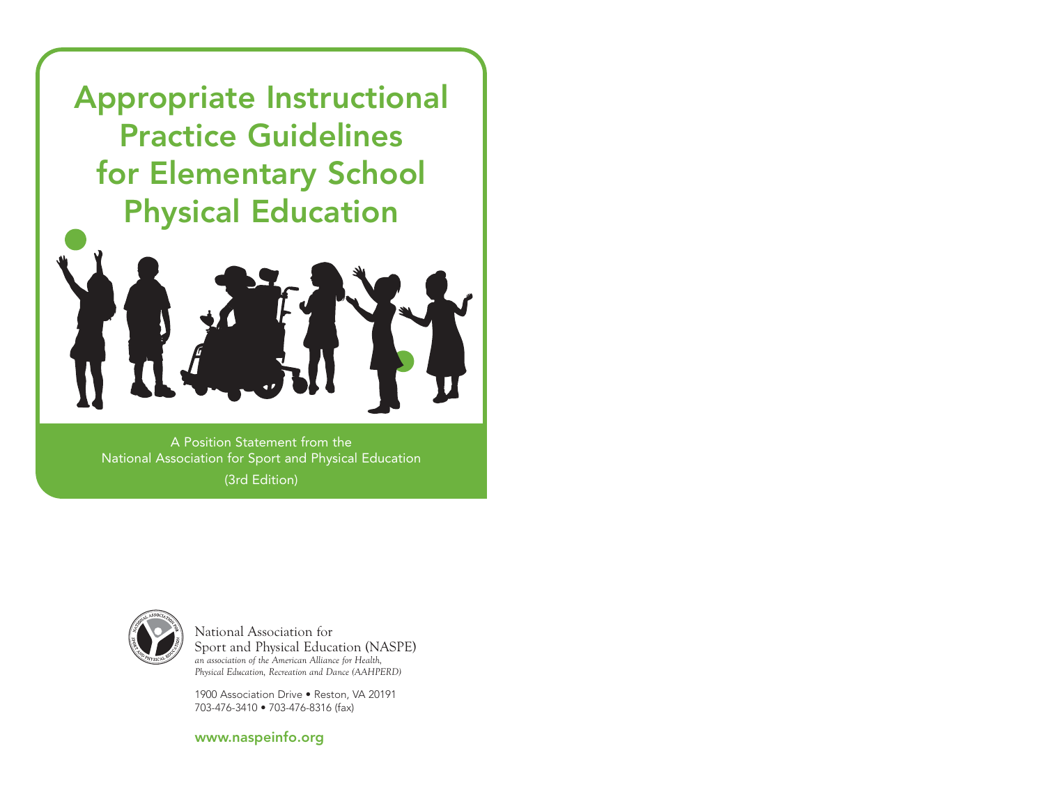# Appropriate Instructional Practice Guidelines for Elementary School Physical Education

A Position Statement from the
National Association for Sport and Physical Education
(3rd Edition)

National Association for
Sport and Physical Education (NASPE)
*an association of the American Alliance for Health, Physical Education, Recreation and Dance (AAHPERD)*

1900 Association Drive • Reston, VA 20191
703-476-3410 • 703-476-8316 (fax)

www.naspeinfo.org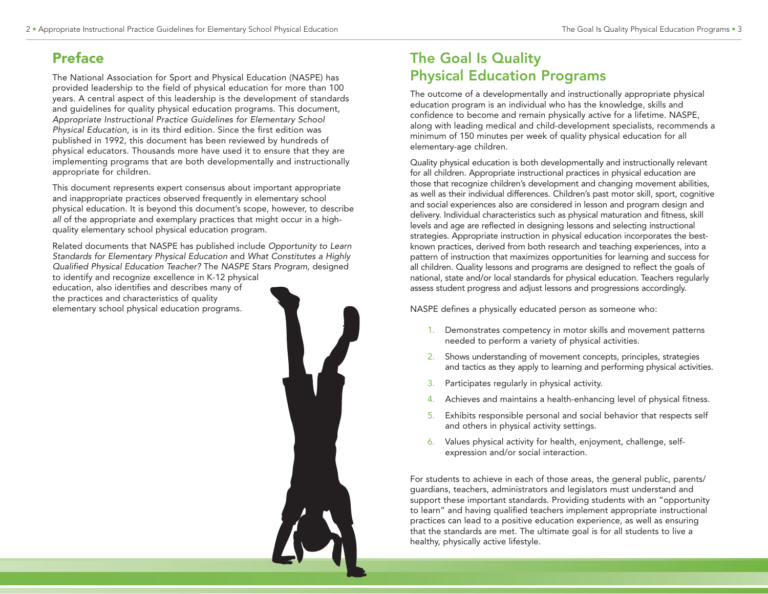## Preface

The National Association for Sport and Physical Education (NASPE) has provided leadership to the field of physical education for more than 100 years. A central aspect of this leadership is the development of standards and guidelines for quality physical education programs. This document, *Appropriate Instructional Practice Guidelines for Elementary School Physical Education,* is in its third edition. Since the first edition was published in 1992, this document has been reviewed by hundreds of physical educators. Thousands more have used it to ensure that they are implementing programs that are both developmentally and instructionally appropriate for children.

This document represents expert consensus about important appropriate and inappropriate practices observed frequently in elementary school physical education. It is beyond this document's scope, however, to describe *all* of the appropriate and exemplary practices that might occur in a high-quality elementary school physical education program.

Related documents that NASPE has published include *Opportunity to Learn Standards for Elementary Physical Education* and *What Constitutes a Highly Qualified Physical Education Teacher?* The *NASPE Stars Program,* designed to identify and recognize excellence in K-12 physical education, also identifies and describes many of the practices and characteristics of quality elementary school physical education programs.

## The Goal Is Quality Physical Education Programs

The outcome of a developmentally and instructionally appropriate physical education program is an individual who has the knowledge, skills and confidence to become and remain physically active for a lifetime. NASPE, along with leading medical and child-development specialists, recommends a minimum of 150 minutes per week of quality physical education for all elementary-age children.

Quality physical education is both developmentally and instructionally relevant for all children. Appropriate instructional practices in physical education are those that recognize children's development and changing movement abilities, as well as their individual differences. Children's past motor skill, sport, cognitive and social experiences also are considered in lesson and program design and delivery. Individual characteristics such as physical maturation and fitness, skill levels and age are reflected in designing lessons and selecting instructional strategies. Appropriate instruction in physical education incorporates the best-known practices, derived from both research and teaching experiences, into a pattern of instruction that maximizes opportunities for learning and success for all children. Quality lessons and programs are designed to reflect the goals of national, state and/or local standards for physical education. Teachers regularly assess student progress and adjust lessons and progressions accordingly.

NASPE defines a physically educated person as someone who:

1. Demonstrates competency in motor skills and movement patterns needed to perform a variety of physical activities.
2. Shows understanding of movement concepts, principles, strategies and tactics as they apply to learning and performing physical activities.
3. Participates regularly in physical activity.
4. Achieves and maintains a health-enhancing level of physical fitness.
5. Exhibits responsible personal and social behavior that respects self and others in physical activity settings.
6. Values physical activity for health, enjoyment, challenge, self-expression and/or social interaction.

For students to achieve in each of those areas, the general public, parents/guardians, teachers, administrators and legislators must understand and support these important standards. Providing students with an "opportunity to learn" and having qualified teachers implement appropriate instructional practices can lead to a positive education experience, as well as ensuring that the standards are met. The ultimate goal is for all students to live a healthy, physically active lifestyle.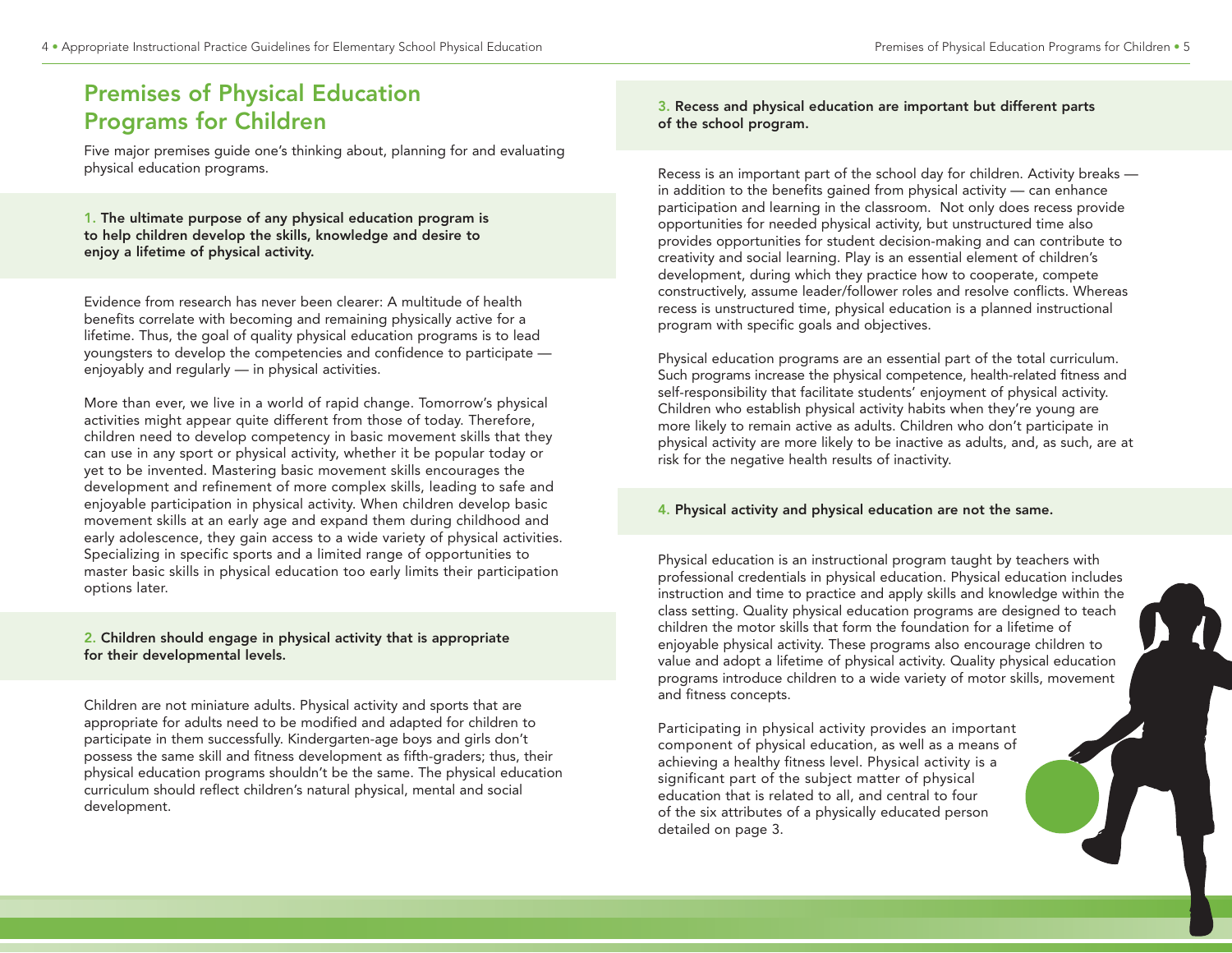## Premises of Physical Education Programs for Children

Five major premises guide one's thinking about, planning for and evaluating physical education programs.

### 1. The ultimate purpose of any physical education program is to help children develop the skills, knowledge and desire to enjoy a lifetime of physical activity.

Evidence from research has never been clearer: A multitude of health benefits correlate with becoming and remaining physically active for a lifetime. Thus, the goal of quality physical education programs is to lead youngsters to develop the competencies and confidence to participate — enjoyably and regularly — in physical activities.

More than ever, we live in a world of rapid change. Tomorrow's physical activities might appear quite different from those of today. Therefore, children need to develop competency in basic movement skills that they can use in any sport or physical activity, whether it be popular today or yet to be invented. Mastering basic movement skills encourages the development and refinement of more complex skills, leading to safe and enjoyable participation in physical activity. When children develop basic movement skills at an early age and expand them during childhood and early adolescence, they gain access to a wide variety of physical activities. Specializing in specific sports and a limited range of opportunities to master basic skills in physical education too early limits their participation options later.

### 2. Children should engage in physical activity that is appropriate for their developmental levels.

Children are not miniature adults. Physical activity and sports that are appropriate for adults need to be modified and adapted for children to participate in them successfully. Kindergarten-age boys and girls don't possess the same skill and fitness development as fifth-graders; thus, their physical education programs shouldn't be the same. The physical education curriculum should reflect children's natural physical, mental and social development.

### 3. Recess and physical education are important but different parts of the school program.

Recess is an important part of the school day for children. Activity breaks — in addition to the benefits gained from physical activity — can enhance participation and learning in the classroom. Not only does recess provide opportunities for needed physical activity, but unstructured time also provides opportunities for student decision-making and can contribute to creativity and social learning. Play is an essential element of children's development, during which they practice how to cooperate, compete constructively, assume leader/follower roles and resolve conflicts. Whereas recess is unstructured time, physical education is a planned instructional program with specific goals and objectives.

Physical education programs are an essential part of the total curriculum. Such programs increase the physical competence, health-related fitness and self-responsibility that facilitate students' enjoyment of physical activity. Children who establish physical activity habits when they're young are more likely to remain active as adults. Children who don't participate in physical activity are more likely to be inactive as adults, and, as such, are at risk for the negative health results of inactivity.

### 4. Physical activity and physical education are not the same.

Physical education is an instructional program taught by teachers with professional credentials in physical education. Physical education includes instruction and time to practice and apply skills and knowledge within the class setting. Quality physical education programs are designed to teach children the motor skills that form the foundation for a lifetime of enjoyable physical activity. These programs also encourage children to value and adopt a lifetime of physical activity. Quality physical education programs introduce children to a wide variety of motor skills, movement and fitness concepts.

Participating in physical activity provides an important component of physical education, as well as a means of achieving a healthy fitness level. Physical activity is a significant part of the subject matter of physical education that is related to all, and central to four of the six attributes of a physically educated person detailed on page 3.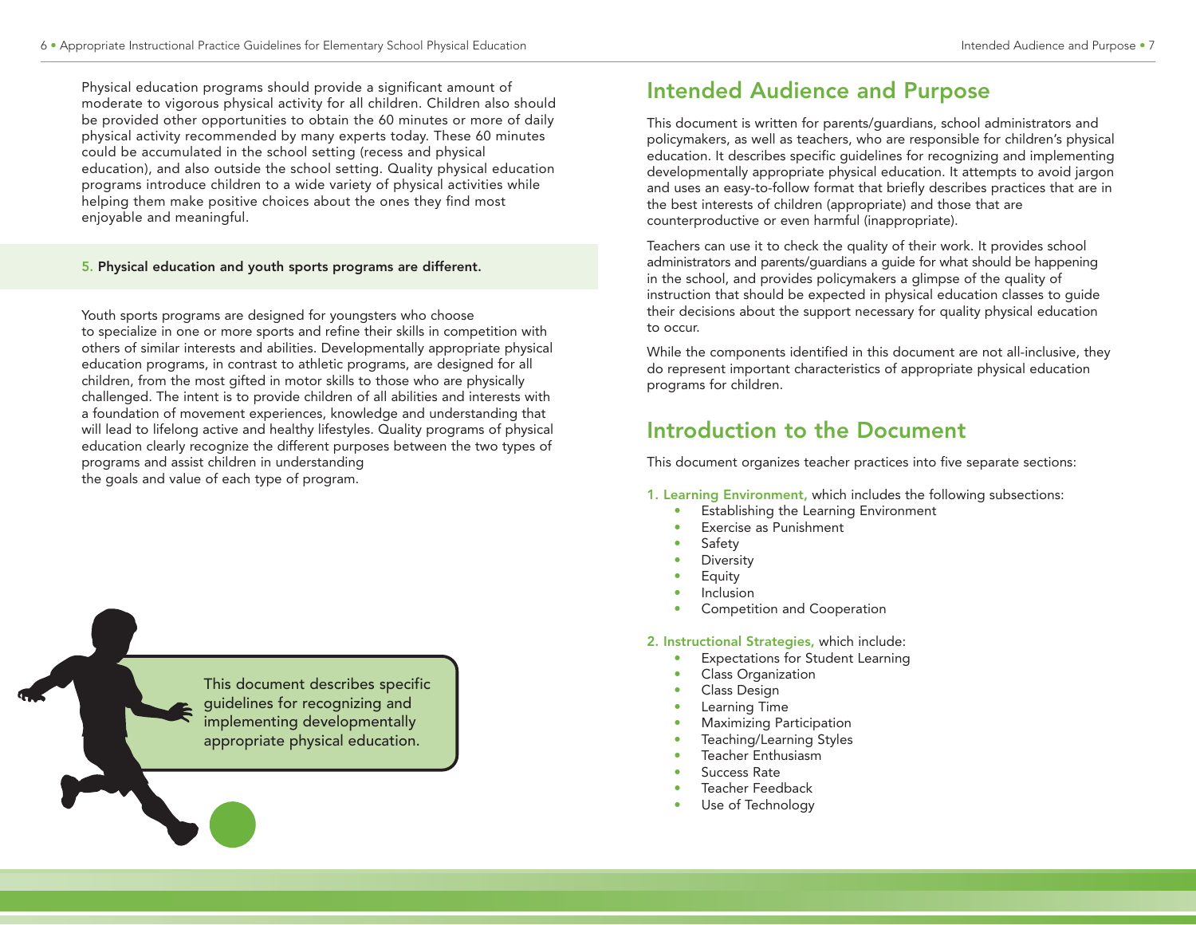Physical education programs should provide a significant amount of moderate to vigorous physical activity for all children. Children also should be provided other opportunities to obtain the 60 minutes or more of daily physical activity recommended by many experts today. These 60 minutes could be accumulated in the school setting (recess and physical education), and also outside the school setting. Quality physical education programs introduce children to a wide variety of physical activities while helping them make positive choices about the ones they find most enjoyable and meaningful.

**5. Physical education and youth sports programs are different.**

Youth sports programs are designed for youngsters who choose to specialize in one or more sports and refine their skills in competition with others of similar interests and abilities. Developmentally appropriate physical education programs, in contrast to athletic programs, are designed for all children, from the most gifted in motor skills to those who are physically challenged. The intent is to provide children of all abilities and interests with a foundation of movement experiences, knowledge and understanding that will lead to lifelong active and healthy lifestyles. Quality programs of physical education clearly recognize the different purposes between the two types of programs and assist children in understanding the goals and value of each type of program.

This document describes specific guidelines for recognizing and implementing developmentally appropriate physical education.

## Intended Audience and Purpose

This document is written for parents/guardians, school administrators and policymakers, as well as teachers, who are responsible for children's physical education. It describes specific guidelines for recognizing and implementing developmentally appropriate physical education. It attempts to avoid jargon and uses an easy-to-follow format that briefly describes practices that are in the best interests of children (appropriate) and those that are counterproductive or even harmful (inappropriate).

Teachers can use it to check the quality of their work. It provides school administrators and parents/guardians a guide for what should be happening in the school, and provides policymakers a glimpse of the quality of instruction that should be expected in physical education classes to guide their decisions about the support necessary for quality physical education to occur.

While the components identified in this document are not all-inclusive, they do represent important characteristics of appropriate physical education programs for children.

## Introduction to the Document

This document organizes teacher practices into five separate sections:

1. **Learning Environment,** which includes the following subsections:
   - Establishing the Learning Environment
   - Exercise as Punishment
   - Safety
   - Diversity
   - Equity
   - Inclusion
   - Competition and Cooperation

2. **Instructional Strategies,** which include:
   - Expectations for Student Learning
   - Class Organization
   - Class Design
   - Learning Time
   - Maximizing Participation
   - Teaching/Learning Styles
   - Teacher Enthusiasm
   - Success Rate
   - Teacher Feedback
   - Use of Technology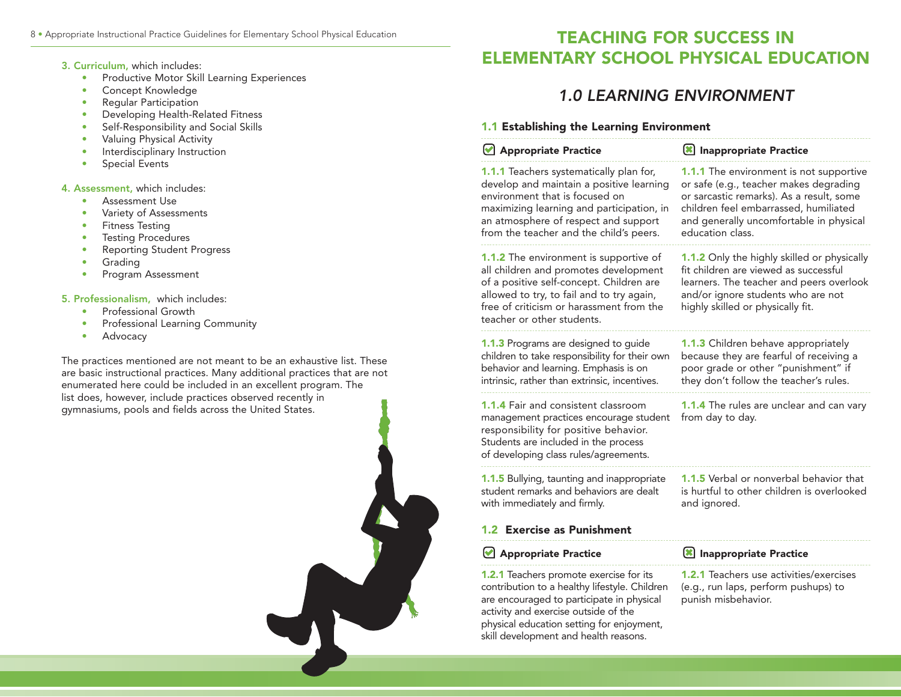**3. Curriculum,** which includes:

- Productive Motor Skill Learning Experiences
- Concept Knowledge
- Regular Participation
- Developing Health-Related Fitness
- Self-Responsibility and Social Skills
- Valuing Physical Activity
- Interdisciplinary Instruction
- Special Events

**4. Assessment,** which includes:

- Assessment Use
- Variety of Assessments
- Fitness Testing
- Testing Procedures
- Reporting Student Progress
- Grading
- Program Assessment

**5. Professionalism,** which includes:

- Professional Growth
- Professional Learning Community
- Advocacy

The practices mentioned are not meant to be an exhaustive list. These are basic instructional practices. Many additional practices that are not enumerated here could be included in an excellent program. The list does, however, include practices observed recently in gymnasiums, pools and fields across the United States.

# TEACHING FOR SUCCESS IN ELEMENTARY SCHOOL PHYSICAL EDUCATION

## *1.0 LEARNING ENVIRONMENT*

### 1.1 Establishing the Learning Environment

| Appropriate Practice | Inappropriate Practice |
| --- | --- |
| **1.1.1** Teachers systematically plan for, develop and maintain a positive learning environment that is focused on maximizing learning and participation, in an atmosphere of respect and support from the teacher and the child's peers. | **1.1.1** The environment is not supportive or safe (e.g., teacher makes degrading or sarcastic remarks). As a result, some children feel embarrassed, humiliated and generally uncomfortable in physical education class. |
| **1.1.2** The environment is supportive of all children and promotes development of a positive self-concept. Children are allowed to try, to fail and to try again, free of criticism or harassment from the teacher or other students. | **1.1.2** Only the highly skilled or physically fit children are viewed as successful learners. The teacher and peers overlook and/or ignore students who are not highly skilled or physically fit. |
| **1.1.3** Programs are designed to guide children to take responsibility for their own behavior and learning. Emphasis is on intrinsic, rather than extrinsic, incentives. | **1.1.3** Children behave appropriately because they are fearful of receiving a poor grade or other "punishment" if they don't follow the teacher's rules. |
| **1.1.4** Fair and consistent classroom management practices encourage student responsibility for positive behavior. Students are included in the process of developing class rules/agreements. | **1.1.4** The rules are unclear and can vary from day to day. |
| **1.1.5** Bullying, taunting and inappropriate student remarks and behaviors are dealt with immediately and firmly. | **1.1.5** Verbal or nonverbal behavior that is hurtful to other children is overlooked and ignored. |

### 1.2 Exercise as Punishment

| Appropriate Practice | Inappropriate Practice |
| --- | --- |
| **1.2.1** Teachers promote exercise for its contribution to a healthy lifestyle. Children are encouraged to participate in physical activity and exercise outside of the physical education setting for enjoyment, skill development and health reasons. | **1.2.1** Teachers use activities/exercises (e.g., run laps, perform pushups) to punish misbehavior. |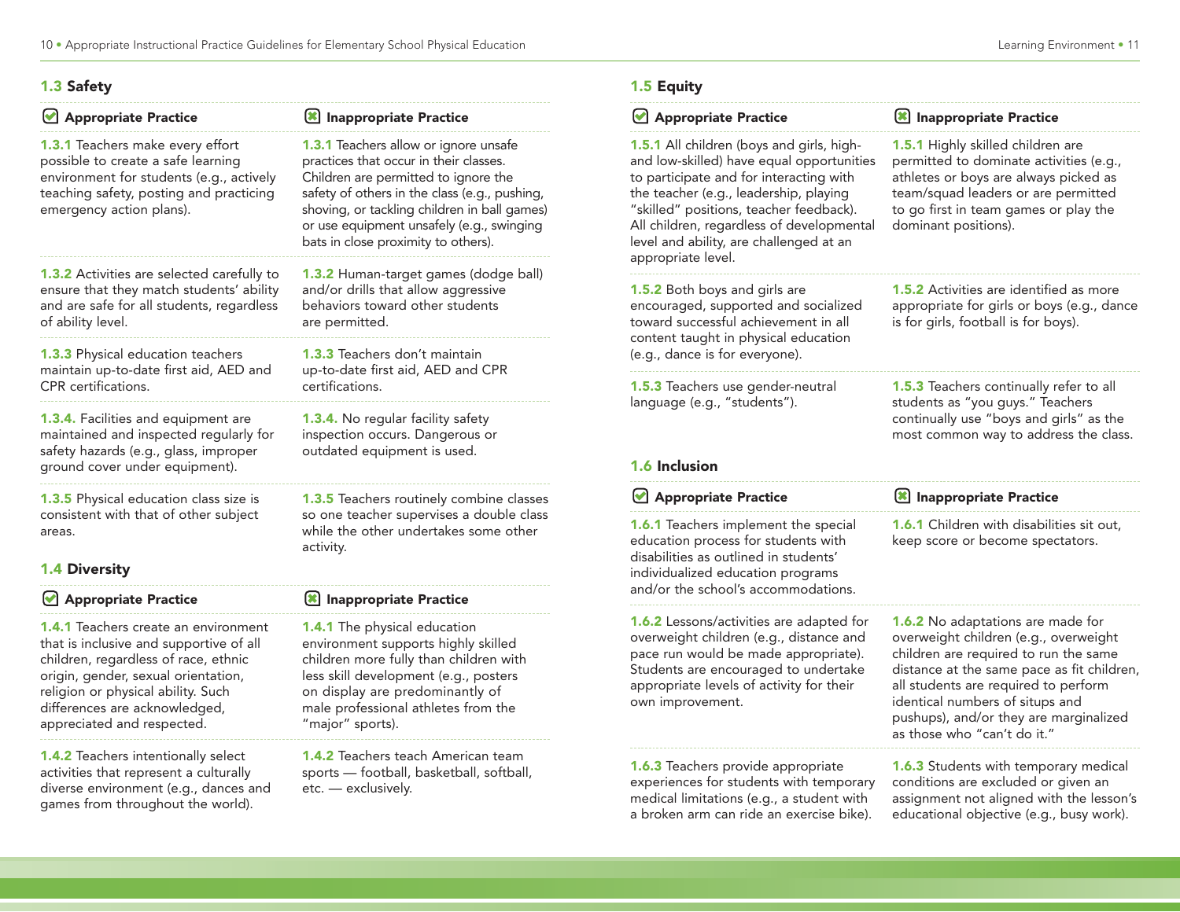## 1.3 Safety

| Appropriate Practice | Inappropriate Practice |
| --- | --- |
| **1.3.1** Teachers make every effort possible to create a safe learning environment for students (e.g., actively teaching safety, posting and practicing emergency action plans). | **1.3.1** Teachers allow or ignore unsafe practices that occur in their classes. Children are permitted to ignore the safety of others in the class (e.g., pushing, shoving, or tackling children in ball games) or use equipment unsafely (e.g., swinging bats in close proximity to others). |
| **1.3.2** Activities are selected carefully to ensure that they match students' ability and are safe for all students, regardless of ability level. | **1.3.2** Human-target games (dodge ball) and/or drills that allow aggressive behaviors toward other students are permitted. |
| **1.3.3** Physical education teachers maintain up-to-date first aid, AED and CPR certifications. | **1.3.3** Teachers don't maintain up-to-date first aid, AED and CPR certifications. |
| **1.3.4.** Facilities and equipment are maintained and inspected regularly for safety hazards (e.g., glass, improper ground cover under equipment). | **1.3.4.** No regular facility safety inspection occurs. Dangerous or outdated equipment is used. |
| **1.3.5** Physical education class size is consistent with that of other subject areas. | **1.3.5** Teachers routinely combine classes so one teacher supervises a double class while the other undertakes some other activity. |

## 1.4 Diversity

| Appropriate Practice | Inappropriate Practice |
| --- | --- |
| **1.4.1** Teachers create an environment that is inclusive and supportive of all children, regardless of race, ethnic origin, gender, sexual orientation, religion or physical ability. Such differences are acknowledged, appreciated and respected. | **1.4.1** The physical education environment supports highly skilled children more fully than children with less skill development (e.g., posters on display are predominantly of male professional athletes from the "major" sports). |
| **1.4.2** Teachers intentionally select activities that represent a culturally diverse environment (e.g., dances and games from throughout the world). | **1.4.2** Teachers teach American team sports — football, basketball, softball, etc. — exclusively. |

## 1.5 Equity

| Appropriate Practice | Inappropriate Practice |
| --- | --- |
| **1.5.1** All children (boys and girls, high- and low-skilled) have equal opportunities to participate and for interacting with the teacher (e.g., leadership, playing "skilled" positions, teacher feedback). All children, regardless of developmental level and ability, are challenged at an appropriate level. | **1.5.1** Highly skilled children are permitted to dominate activities (e.g., athletes or boys are always picked as team/squad leaders or are permitted to go first in team games or play the dominant positions). |
| **1.5.2** Both boys and girls are encouraged, supported and socialized toward successful achievement in all content taught in physical education (e.g., dance is for everyone). | **1.5.2** Activities are identified as more appropriate for girls or boys (e.g., dance is for girls, football is for boys). |
| **1.5.3** Teachers use gender-neutral language (e.g., "students"). | **1.5.3** Teachers continually refer to all students as "you guys." Teachers continually use "boys and girls" as the most common way to address the class. |

## 1.6 Inclusion

| Appropriate Practice | Inappropriate Practice |
| --- | --- |
| **1.6.1** Teachers implement the special education process for students with disabilities as outlined in students' individualized education programs and/or the school's accommodations. | **1.6.1** Children with disabilities sit out, keep score or become spectators. |
| **1.6.2** Lessons/activities are adapted for overweight children (e.g., distance and pace run would be made appropriate). Students are encouraged to undertake appropriate levels of activity for their own improvement. | **1.6.2** No adaptations are made for overweight children (e.g., overweight children are required to run the same distance at the same pace as fit children, all students are required to perform identical numbers of situps and pushups), and/or they are marginalized as those who "can't do it." |
| **1.6.3** Teachers provide appropriate experiences for students with temporary medical limitations (e.g., a student with a broken arm can ride an exercise bike). | **1.6.3** Students with temporary medical conditions are excluded or given an assignment not aligned with the lesson's educational objective (e.g., busy work). |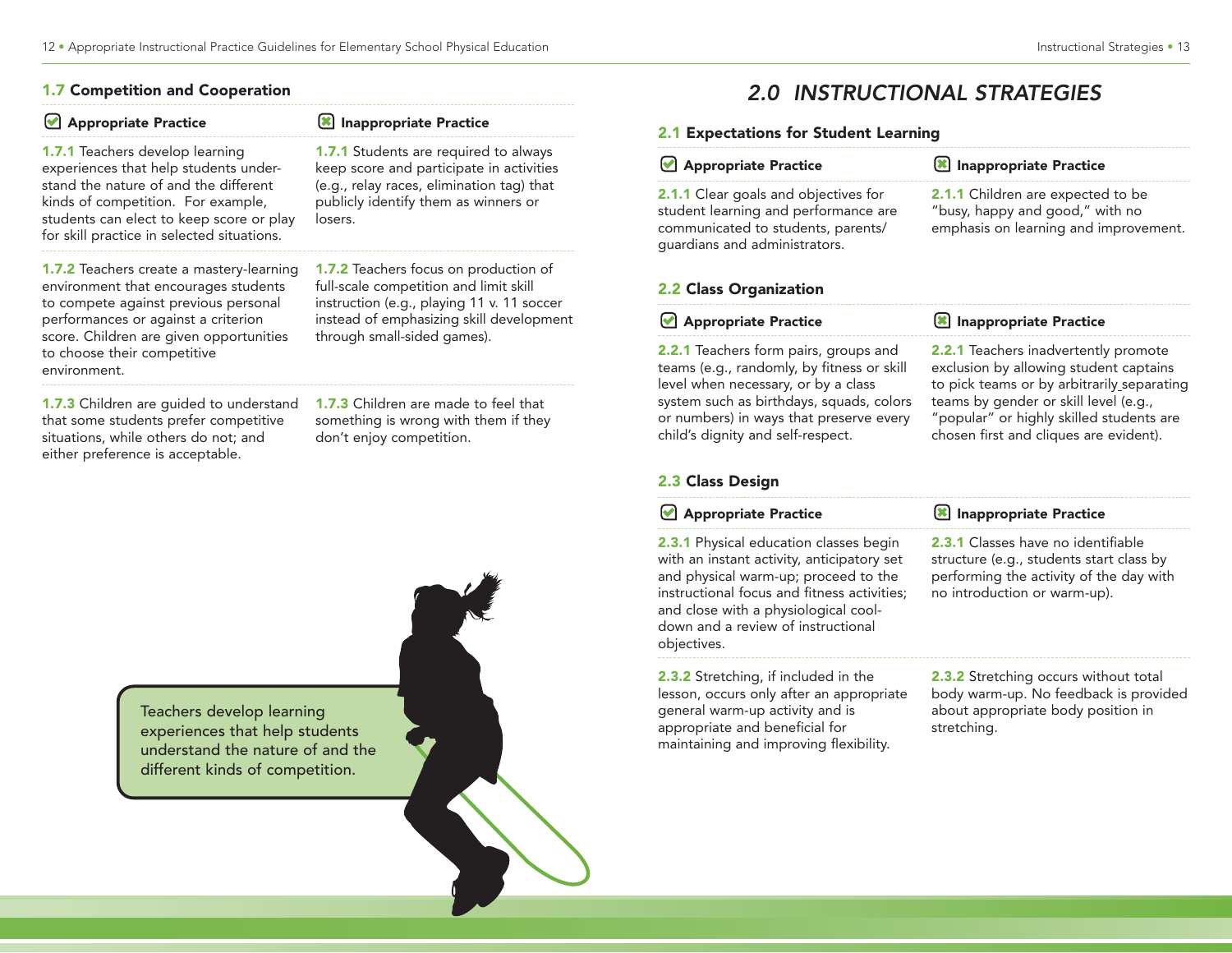### 1.7 Competition and Cooperation

| Appropriate Practice | Inappropriate Practice |
| --- | --- |
| **1.7.1** Teachers develop learning experiences that help students understand the nature of and the different kinds of competition. For example, students can elect to keep score or play for skill practice in selected situations. | **1.7.1** Students are required to always keep score and participate in activities (e.g., relay races, elimination tag) that publicly identify them as winners or losers. |
| **1.7.2** Teachers create a mastery-learning environment that encourages students to compete against previous personal performances or against a criterion score. Children are given opportunities to choose their competitive environment. | **1.7.2** Teachers focus on production of full-scale competition and limit skill instruction (e.g., playing 11 v. 11 soccer instead of emphasizing skill development through small-sided games). |
| **1.7.3** Children are guided to understand that some students prefer competitive situations, while others do not; and either preference is acceptable. | **1.7.3** Children are made to feel that something is wrong with them if they don't enjoy competition. |

Teachers develop learning experiences that help students understand the nature of and the different kinds of competition.

# 2.0 INSTRUCTIONAL STRATEGIES

### 2.1 Expectations for Student Learning

| Appropriate Practice | Inappropriate Practice |
| --- | --- |
| **2.1.1** Clear goals and objectives for student learning and performance are communicated to students, parents/guardians and administrators. | **2.1.1** Children are expected to be "busy, happy and good," with no emphasis on learning and improvement. |

### 2.2 Class Organization

| Appropriate Practice | Inappropriate Practice |
| --- | --- |
| **2.2.1** Teachers form pairs, groups and teams (e.g., randomly, by fitness or skill level when necessary, or by a class system such as birthdays, squads, colors or numbers) in ways that preserve every child's dignity and self-respect. | **2.2.1** Teachers inadvertently promote exclusion by allowing student captains to pick teams or by arbitrarily separating teams by gender or skill level (e.g., "popular" or highly skilled students are chosen first and cliques are evident). |

### 2.3 Class Design

| Appropriate Practice | Inappropriate Practice |
| --- | --- |
| **2.3.1** Physical education classes begin with an instant activity, anticipatory set and physical warm-up; proceed to the instructional focus and fitness activities; and close with a physiological cool-down and a review of instructional objectives. | **2.3.1** Classes have no identifiable structure (e.g., students start class by performing the activity of the day with no introduction or warm-up). |
| **2.3.2** Stretching, if included in the lesson, occurs only after an appropriate general warm-up activity and is appropriate and beneficial for maintaining and improving flexibility. | **2.3.2** Stretching occurs without total body warm-up. No feedback is provided about appropriate body position in stretching. |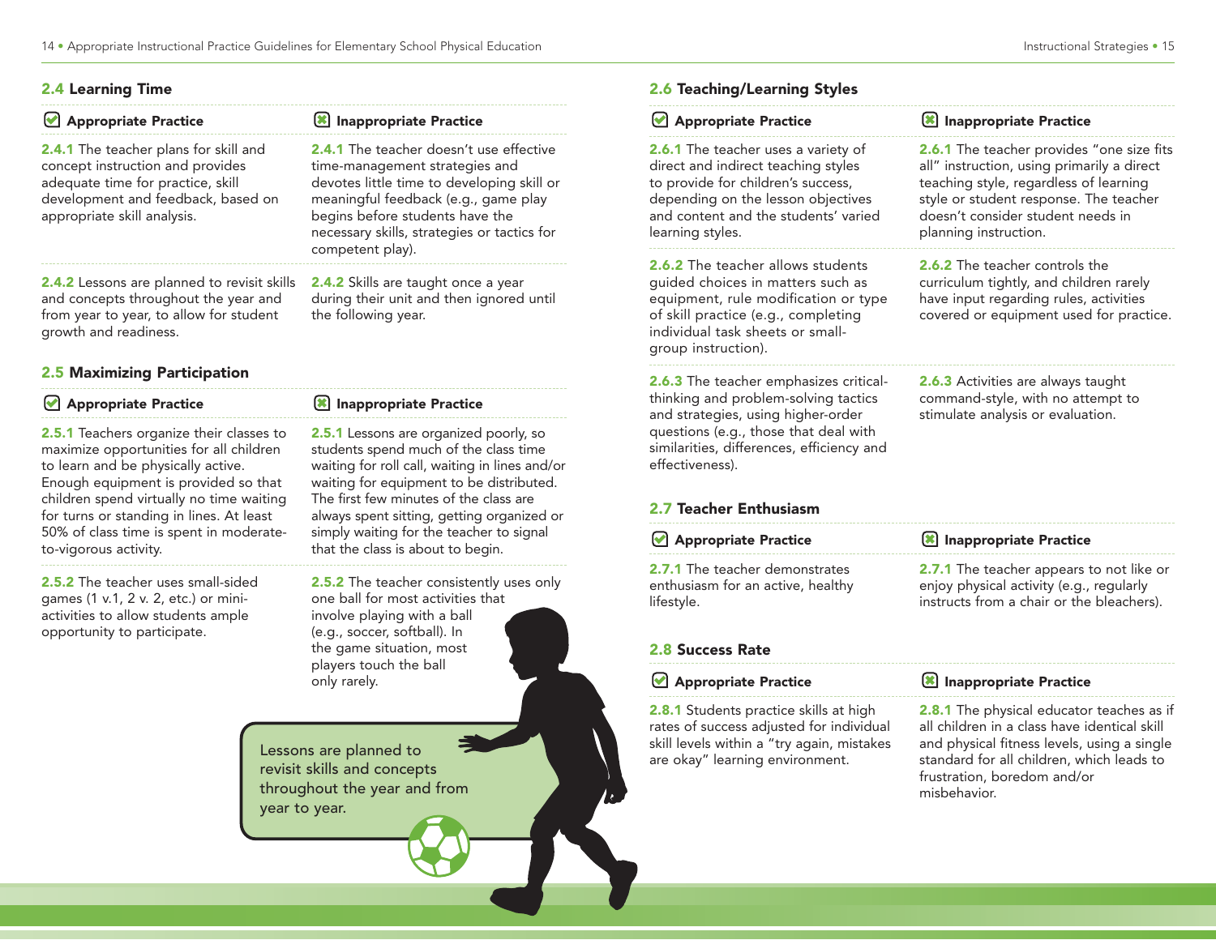## 2.4 Learning Time

| Appropriate Practice | Inappropriate Practice |
| --- | --- |
| **2.4.1** The teacher plans for skill and concept instruction and provides adequate time for practice, skill development and feedback, based on appropriate skill analysis. | **2.4.1** The teacher doesn't use effective time-management strategies and devotes little time to developing skill or meaningful feedback (e.g., game play begins before students have the necessary skills, strategies or tactics for competent play). |
| **2.4.2** Lessons are planned to revisit skills and concepts throughout the year and from year to year, to allow for student growth and readiness. | **2.4.2** Skills are taught once a year during their unit and then ignored until the following year. |

## 2.5 Maximizing Participation

| Appropriate Practice | Inappropriate Practice |
| --- | --- |
| **2.5.1** Teachers organize their classes to maximize opportunities for all children to learn and be physically active. Enough equipment is provided so that children spend virtually no time waiting for turns or standing in lines. At least 50% of class time is spent in moderate-to-vigorous activity. | **2.5.1** Lessons are organized poorly, so students spend much of the class time waiting for roll call, waiting in lines and/or waiting for equipment to be distributed. The first few minutes of the class are always spent sitting, getting organized or simply waiting for the teacher to signal that the class is about to begin. |
| **2.5.2** The teacher uses small-sided games (1 v.1, 2 v. 2, etc.) or mini-activities to allow students ample opportunity to participate. | **2.5.2** The teacher consistently uses only one ball for most activities that involve playing with a ball (e.g., soccer, softball). In the game situation, most players touch the ball only rarely. |

Lessons are planned to revisit skills and concepts throughout the year and from year to year.

## 2.6 Teaching/Learning Styles

| Appropriate Practice | Inappropriate Practice |
| --- | --- |
| **2.6.1** The teacher uses a variety of direct and indirect teaching styles to provide for children's success, depending on the lesson objectives and content and the students' varied learning styles. | **2.6.1** The teacher provides "one size fits all" instruction, using primarily a direct teaching style, regardless of learning style or student response. The teacher doesn't consider student needs in planning instruction. |
| **2.6.2** The teacher allows students guided choices in matters such as equipment, rule modification or type of skill practice (e.g., completing individual task sheets or small-group instruction). | **2.6.2** The teacher controls the curriculum tightly, and children rarely have input regarding rules, activities covered or equipment used for practice. |
| **2.6.3** The teacher emphasizes critical-thinking and problem-solving tactics and strategies, using higher-order questions (e.g., those that deal with similarities, differences, efficiency and effectiveness). | **2.6.3** Activities are always taught command-style, with no attempt to stimulate analysis or evaluation. |

## 2.7 Teacher Enthusiasm

| Appropriate Practice | Inappropriate Practice |
| --- | --- |
| **2.7.1** The teacher demonstrates enthusiasm for an active, healthy lifestyle. | **2.7.1** The teacher appears to not like or enjoy physical activity (e.g., regularly instructs from a chair or the bleachers). |

## 2.8 Success Rate

| Appropriate Practice | Inappropriate Practice |
| --- | --- |
| **2.8.1** Students practice skills at high rates of success adjusted for individual skill levels within a "try again, mistakes are okay" learning environment. | **2.8.1** The physical educator teaches as if all children in a class have identical skill and physical fitness levels, using a single standard for all children, which leads to frustration, boredom and/or misbehavior. |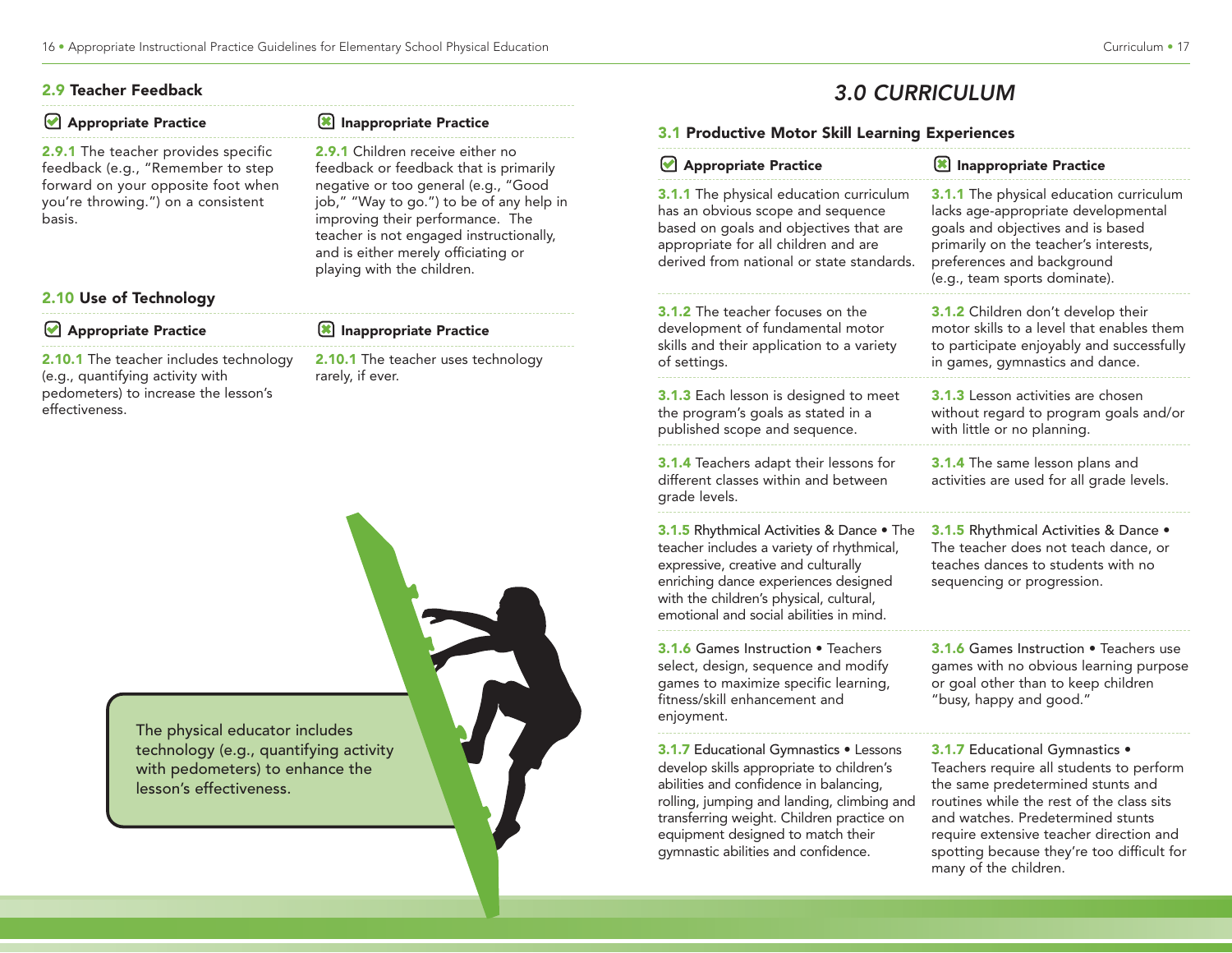## 2.9 Teacher Feedback

| Appropriate Practice | Inappropriate Practice |
|---|---|
| **2.9.1** The teacher provides specific feedback (e.g., "Remember to step forward on your opposite foot when you're throwing.") on a consistent basis. | **2.9.1** Children receive either no feedback or feedback that is primarily negative or too general (e.g., "Good job," "Way to go.") to be of any help in improving their performance. The teacher is not engaged instructionally, and is either merely officiating or playing with the children. |

## 2.10 Use of Technology

| Appropriate Practice | Inappropriate Practice |
|---|---|
| **2.10.1** The teacher includes technology (e.g., quantifying activity with pedometers) to increase the lesson's effectiveness. | **2.10.1** The teacher uses technology rarely, if ever. |

The physical educator includes technology (e.g., quantifying activity with pedometers) to enhance the lesson's effectiveness.

# 3.0 CURRICULUM

## 3.1 Productive Motor Skill Learning Experiences

| Appropriate Practice | Inappropriate Practice |
|---|---|
| **3.1.1** The physical education curriculum has an obvious scope and sequence based on goals and objectives that are appropriate for all children and are derived from national or state standards. | **3.1.1** The physical education curriculum lacks age-appropriate developmental goals and objectives and is based primarily on the teacher's interests, preferences and background (e.g., team sports dominate). |
| **3.1.2** The teacher focuses on the development of fundamental motor skills and their application to a variety of settings. | **3.1.2** Children don't develop their motor skills to a level that enables them to participate enjoyably and successfully in games, gymnastics and dance. |
| **3.1.3** Each lesson is designed to meet the program's goals as stated in a published scope and sequence. | **3.1.3** Lesson activities are chosen without regard to program goals and/or with little or no planning. |
| **3.1.4** Teachers adapt their lessons for different classes within and between grade levels. | **3.1.4** The same lesson plans and activities are used for all grade levels. |
| **3.1.5** Rhythmical Activities & Dance • The teacher includes a variety of rhythmical, expressive, creative and culturally enriching dance experiences designed with the children's physical, cultural, emotional and social abilities in mind. | **3.1.5** Rhythmical Activities & Dance • The teacher does not teach dance, or teaches dances to students with no sequencing or progression. |
| **3.1.6** Games Instruction • Teachers select, design, sequence and modify games to maximize specific learning, fitness/skill enhancement and enjoyment. | **3.1.6** Games Instruction • Teachers use games with no obvious learning purpose or goal other than to keep children "busy, happy and good." |
| **3.1.7** Educational Gymnastics • Lessons develop skills appropriate to children's abilities and confidence in balancing, rolling, jumping and landing, climbing and transferring weight. Children practice on equipment designed to match their gymnastic abilities and confidence. | **3.1.7** Educational Gymnastics • Teachers require all students to perform the same predetermined stunts and routines while the rest of the class sits and watches. Predetermined stunts require extensive teacher direction and spotting because they're too difficult for many of the children. |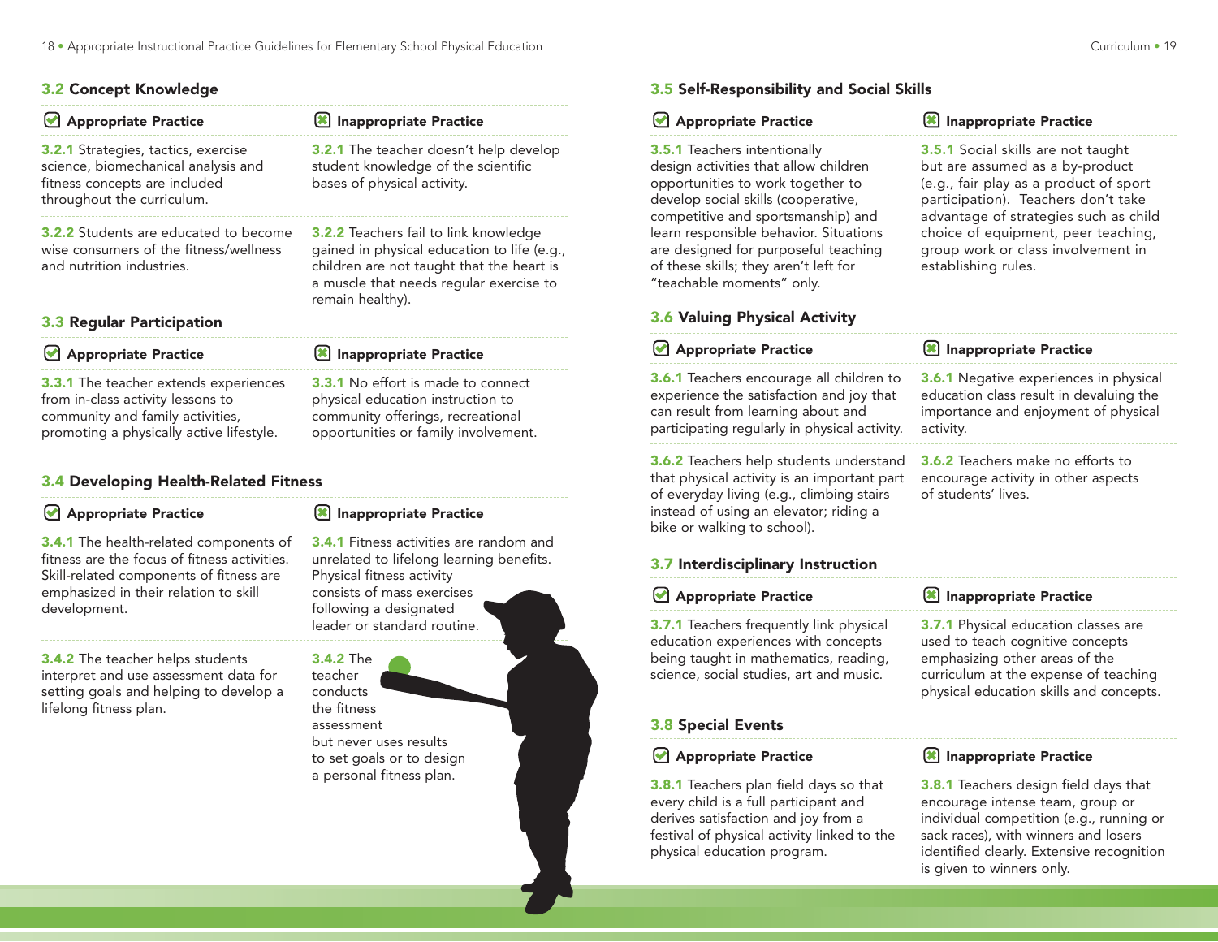## 3.2 Concept Knowledge

| Appropriate Practice | Inappropriate Practice |
|---|---|
| **3.2.1** Strategies, tactics, exercise science, biomechanical analysis and fitness concepts are included throughout the curriculum. | **3.2.1** The teacher doesn't help develop student knowledge of the scientific bases of physical activity. |
| **3.2.2** Students are educated to become wise consumers of the fitness/wellness and nutrition industries. | **3.2.2** Teachers fail to link knowledge gained in physical education to life (e.g., children are not taught that the heart is a muscle that needs regular exercise to remain healthy). |

## 3.3 Regular Participation

| Appropriate Practice | Inappropriate Practice |
|---|---|
| **3.3.1** The teacher extends experiences from in-class activity lessons to community and family activities, promoting a physically active lifestyle. | **3.3.1** No effort is made to connect physical education instruction to community offerings, recreational opportunities or family involvement. |

## 3.4 Developing Health-Related Fitness

| Appropriate Practice | Inappropriate Practice |
|---|---|
| **3.4.1** The health-related components of fitness are the focus of fitness activities. Skill-related components of fitness are emphasized in their relation to skill development. | **3.4.1** Fitness activities are random and unrelated to lifelong learning benefits. Physical fitness activity consists of mass exercises following a designated leader or standard routine. |
| **3.4.2** The teacher helps students interpret and use assessment data for setting goals and helping to develop a lifelong fitness plan. | **3.4.2** The teacher conducts the fitness assessment but never uses results to set goals or to design a personal fitness plan. |

## 3.5 Self-Responsibility and Social Skills

| Appropriate Practice | Inappropriate Practice |
|---|---|
| **3.5.1** Teachers intentionally design activities that allow children opportunities to work together to develop social skills (cooperative, competitive and sportsmanship) and learn responsible behavior. Situations are designed for purposeful teaching of these skills; they aren't left for "teachable moments" only. | **3.5.1** Social skills are not taught but are assumed as a by-product (e.g., fair play as a product of sport participation). Teachers don't take advantage of strategies such as child choice of equipment, peer teaching, group work or class involvement in establishing rules. |

## 3.6 Valuing Physical Activity

| Appropriate Practice | Inappropriate Practice |
|---|---|
| **3.6.1** Teachers encourage all children to experience the satisfaction and joy that can result from learning about and participating regularly in physical activity. | **3.6.1** Negative experiences in physical education class result in devaluing the importance and enjoyment of physical activity. |
| **3.6.2** Teachers help students understand that physical activity is an important part of everyday living (e.g., climbing stairs instead of using an elevator; riding a bike or walking to school). | **3.6.2** Teachers make no efforts to encourage activity in other aspects of students' lives. |

## 3.7 Interdisciplinary Instruction

| Appropriate Practice | Inappropriate Practice |
|---|---|
| **3.7.1** Teachers frequently link physical education experiences with concepts being taught in mathematics, reading, science, social studies, art and music. | **3.7.1** Physical education classes are used to teach cognitive concepts emphasizing other areas of the curriculum at the expense of teaching physical education skills and concepts. |

## 3.8 Special Events

| Appropriate Practice | Inappropriate Practice |
|---|---|
| **3.8.1** Teachers plan field days so that every child is a full participant and derives satisfaction and joy from a festival of physical activity linked to the physical education program. | **3.8.1** Teachers design field days that encourage intense team, group or individual competition (e.g., running or sack races), with winners and losers identified clearly. Extensive recognition is given to winners only. |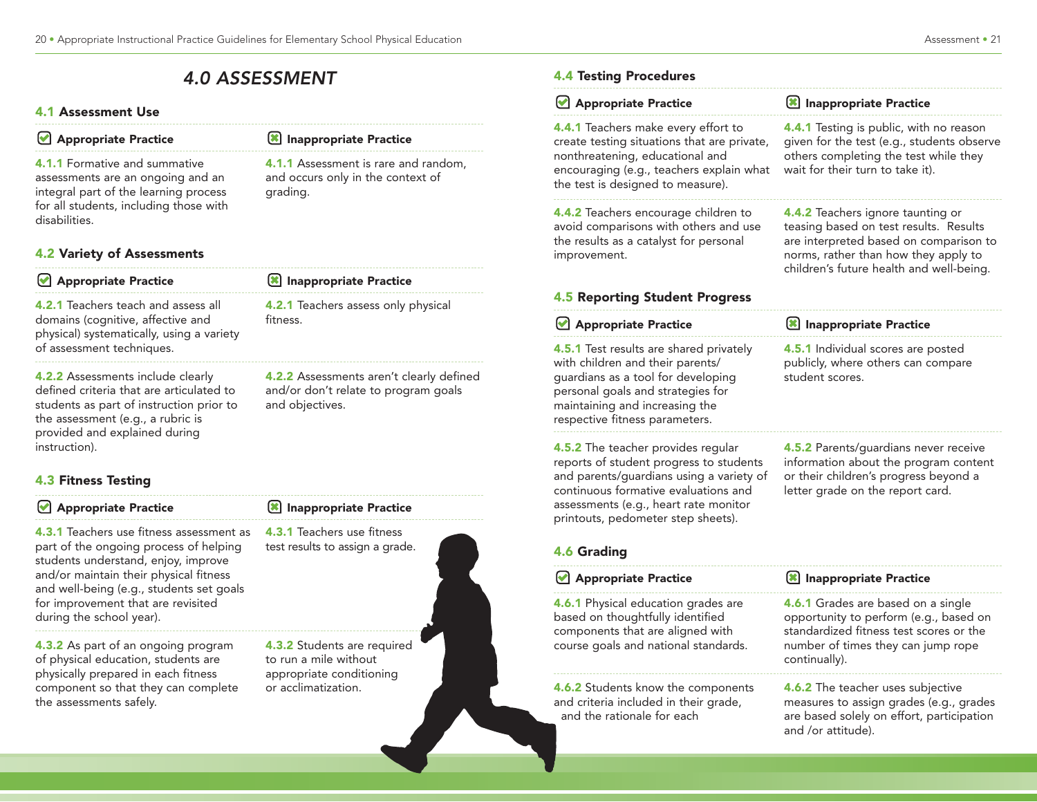# 4.0 ASSESSMENT

## 4.1 Assessment Use

| Appropriate Practice | Inappropriate Practice |
|---|---|
| **4.1.1** Formative and summative assessments are an ongoing and an integral part of the learning process for all students, including those with disabilities. | **4.1.1** Assessment is rare and random, and occurs only in the context of grading. |

## 4.2 Variety of Assessments

| Appropriate Practice | Inappropriate Practice |
|---|---|
| **4.2.1** Teachers teach and assess all domains (cognitive, affective and physical) systematically, using a variety of assessment techniques. | **4.2.1** Teachers assess only physical fitness. |
| **4.2.2** Assessments include clearly defined criteria that are articulated to students as part of instruction prior to the assessment (e.g., a rubric is provided and explained during instruction). | **4.2.2** Assessments aren't clearly defined and/or don't relate to program goals and objectives. |

## 4.3 Fitness Testing

| Appropriate Practice | Inappropriate Practice |
|---|---|
| **4.3.1** Teachers use fitness assessment as part of the ongoing process of helping students understand, enjoy, improve and/or maintain their physical fitness and well-being (e.g., students set goals for improvement that are revisited during the school year). | **4.3.1** Teachers use fitness test results to assign a grade. |
| **4.3.2** As part of an ongoing program of physical education, students are physically prepared in each fitness component so that they can complete the assessments safely. | **4.3.2** Students are required to run a mile without appropriate conditioning or acclimatization. |

## 4.4 Testing Procedures

| Appropriate Practice | Inappropriate Practice |
|---|---|
| **4.4.1** Teachers make every effort to create testing situations that are private, nonthreatening, educational and encouraging (e.g., teachers explain what the test is designed to measure). | **4.4.1** Testing is public, with no reason given for the test (e.g., students observe others completing the test while they wait for their turn to take it). |
| **4.4.2** Teachers encourage children to avoid comparisons with others and use the results as a catalyst for personal improvement. | **4.4.2** Teachers ignore taunting or teasing based on test results. Results are interpreted based on comparison to norms, rather than how they apply to children's future health and well-being. |

## 4.5 Reporting Student Progress

| Appropriate Practice | Inappropriate Practice |
|---|---|
| **4.5.1** Test results are shared privately with children and their parents/guardians as a tool for developing personal goals and strategies for maintaining and increasing the respective fitness parameters. | **4.5.1** Individual scores are posted publicly, where others can compare student scores. |
| **4.5.2** The teacher provides regular reports of student progress to students and parents/guardians using a variety of continuous formative evaluations and assessments (e.g., heart rate monitor printouts, pedometer step sheets). | **4.5.2** Parents/guardians never receive information about the program content or their children's progress beyond a letter grade on the report card. |

## 4.6 Grading

| Appropriate Practice | Inappropriate Practice |
|---|---|
| **4.6.1** Physical education grades are based on thoughtfully identified components that are aligned with course goals and national standards. | **4.6.1** Grades are based on a single opportunity to perform (e.g., based on standardized fitness test scores or the number of times they can jump rope continually). |
| **4.6.2** Students know the components and criteria included in their grade, and the rationale for each | **4.6.2** The teacher uses subjective measures to assign grades (e.g., grades are based solely on effort, participation and /or attitude). |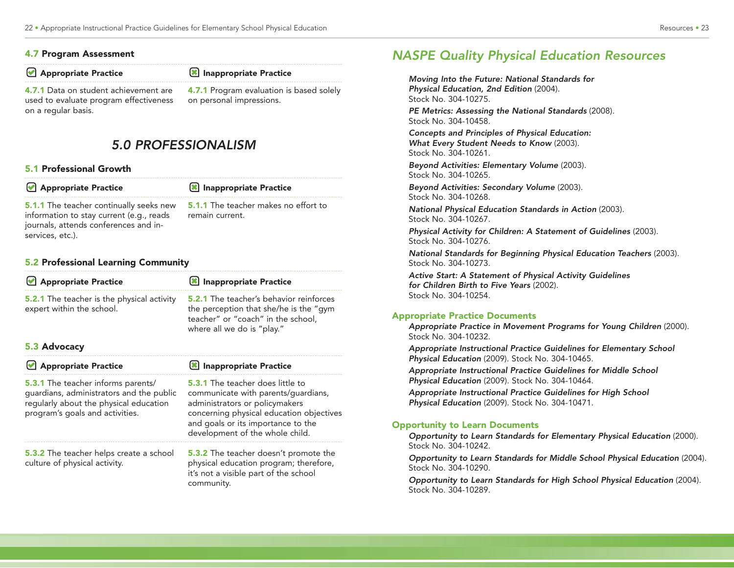### 4.7 Program Assessment

| Appropriate Practice | Inappropriate Practice |
| --- | --- |
| 4.7.1 Data on student achievement are used to evaluate program effectiveness on a regular basis. | 4.7.1 Program evaluation is based solely on personal impressions. |

## *5.0 PROFESSIONALISM*

### 5.1 Professional Growth

| Appropriate Practice | Inappropriate Practice |
| --- | --- |
| 5.1.1 The teacher continually seeks new information to stay current (e.g., reads journals, attends conferences and in-services, etc.). | 5.1.1 The teacher makes no effort to remain current. |

### 5.2 Professional Learning Community

| Appropriate Practice | Inappropriate Practice |
| --- | --- |
| 5.2.1 The teacher is the physical activity expert within the school. | 5.2.1 The teacher's behavior reinforces the perception that she/he is the "gym teacher" or "coach" in the school, where all we do is "play." |

### 5.3 Advocacy

| Appropriate Practice | Inappropriate Practice |
| --- | --- |
| 5.3.1 The teacher informs parents/guardians, administrators and the public regularly about the physical education program's goals and activities. | 5.3.1 The teacher does little to communicate with parents/guardians, administrators or policymakers concerning physical education objectives and goals or its importance to the development of the whole child. |
| 5.3.2 The teacher helps create a school culture of physical activity. | 5.3.2 The teacher doesn't promote the physical education program; therefore, it's not a visible part of the school community. |

## *NASPE Quality Physical Education Resources*

***Moving Into the Future: National Standards for Physical Education, 2nd Edition*** (2004). Stock No. 304-10275.

***PE Metrics: Assessing the National Standards*** (2008). Stock No. 304-10458.

***Concepts and Principles of Physical Education: What Every Student Needs to Know*** (2003). Stock No. 304-10261.

***Beyond Activities: Elementary Volume*** (2003). Stock No. 304-10265.

***Beyond Activities: Secondary Volume*** (2003). Stock No. 304-10268.

***National Physical Education Standards in Action*** (2003). Stock No. 304-10267.

***Physical Activity for Children: A Statement of Guidelines*** (2003). Stock No. 304-10276.

***National Standards for Beginning Physical Education Teachers*** (2003). Stock No. 304-10273.

***Active Start: A Statement of Physical Activity Guidelines for Children Birth to Five Years*** (2002). Stock No. 304-10254.

### Appropriate Practice Documents

***Appropriate Practice in Movement Programs for Young Children*** (2000). Stock No. 304-10232.

***Appropriate Instructional Practice Guidelines for Elementary School Physical Education*** (2009). Stock No. 304-10465.

***Appropriate Instructional Practice Guidelines for Middle School Physical Education*** (2009). Stock No. 304-10464.

***Appropriate Instructional Practice Guidelines for High School Physical Education*** (2009). Stock No. 304-10471.

### Opportunity to Learn Documents

***Opportunity to Learn Standards for Elementary Physical Education*** (2000). Stock No. 304-10242.

***Opportunity to Learn Standards for Middle School Physical Education*** (2004). Stock No. 304-10290.

***Opportunity to Learn Standards for High School Physical Education*** (2004). Stock No. 304-10289.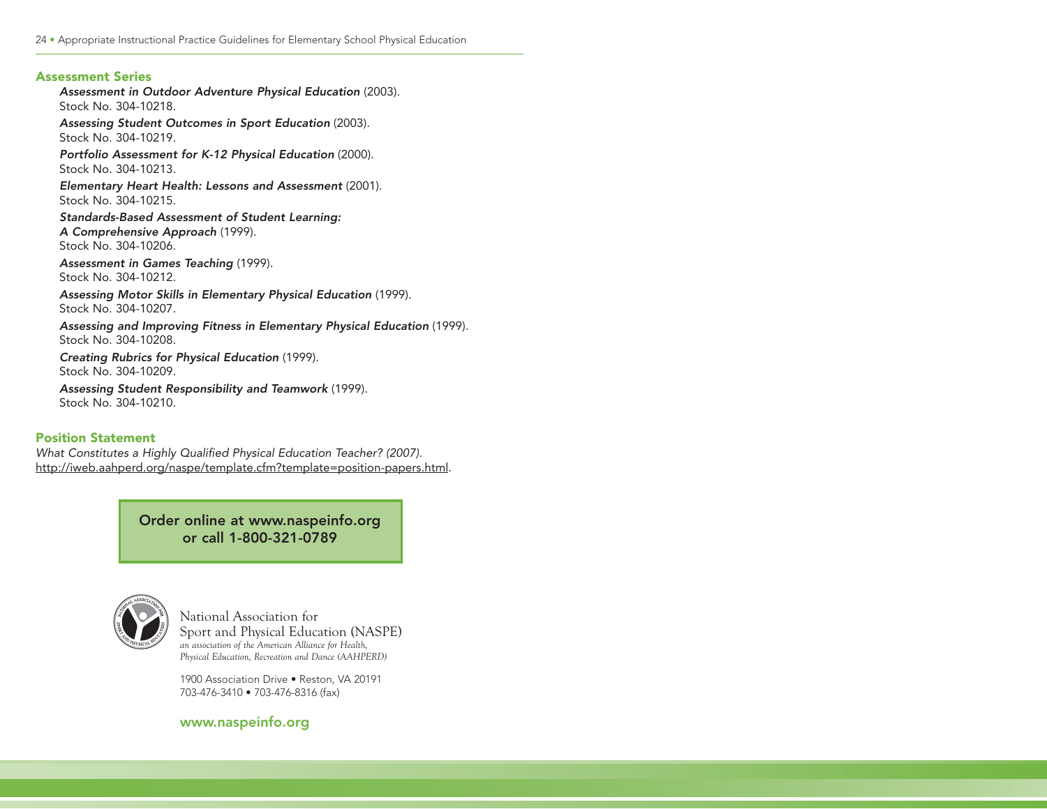## Assessment Series

***Assessment in Outdoor Adventure Physical Education*** (2003).
Stock No. 304-10218.

***Assessing Student Outcomes in Sport Education*** (2003).
Stock No. 304-10219.

***Portfolio Assessment for K-12 Physical Education*** (2000).
Stock No. 304-10213.

***Elementary Heart Health: Lessons and Assessment*** (2001).
Stock No. 304-10215.

***Standards-Based Assessment of Student Learning: A Comprehensive Approach*** (1999).
Stock No. 304-10206.

***Assessment in Games Teaching*** (1999).
Stock No. 304-10212.

***Assessing Motor Skills in Elementary Physical Education*** (1999).
Stock No. 304-10207.

***Assessing and Improving Fitness in Elementary Physical Education*** (1999).
Stock No. 304-10208.

***Creating Rubrics for Physical Education*** (1999).
Stock No. 304-10209.

***Assessing Student Responsibility and Teamwork*** (1999).
Stock No. 304-10210.

## Position Statement

*What Constitutes a Highly Qualified Physical Education Teacher? (2007).*
http://iweb.aahperd.org/naspe/template.cfm?template=position-papers.html.

**Order online at www.naspeinfo.org or call 1-800-321-0789**

National Association for
Sport and Physical Education (NASPE)
*an association of the American Alliance for Health, Physical Education, Recreation and Dance (AAHPERD)*

1900 Association Drive • Reston, VA 20191
703-476-3410 • 703-476-8316 (fax)

www.naspeinfo.org